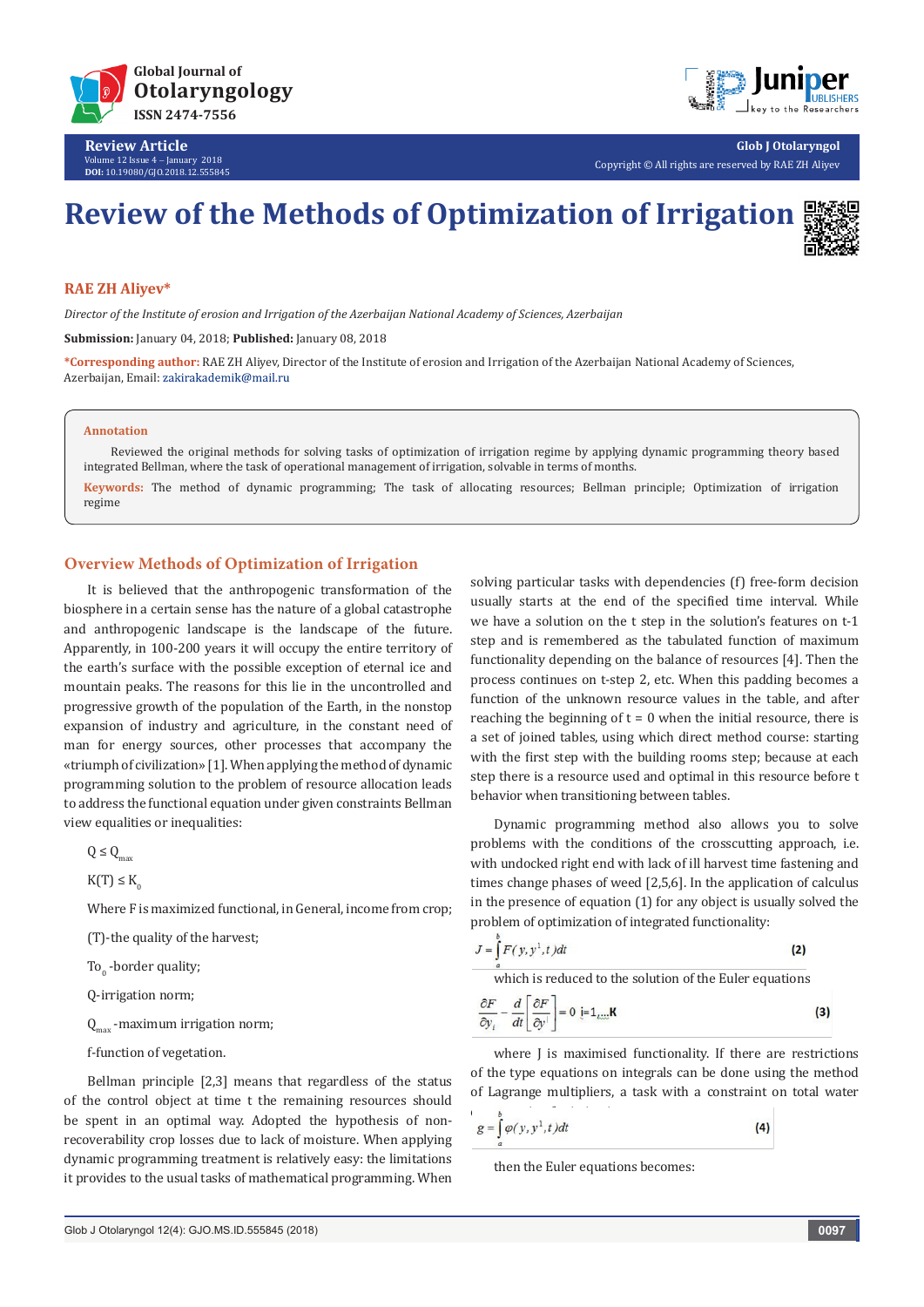# Review of the Methods of Optimization of Irrigation

**RAE ZH Aliyev***

*Director of the Institute of erosion and Irrigation of the Azerbaijan National Academy of Sciences, Azerbaijan*

**Submission:** January 04, 2018; **Published:** January 08, 2018

***Corresponding author:** RAE ZH Aliyev, Director of the Institute of erosion and Irrigation of the Azerbaijan National Academy of Sciences, Azerbaijan, Email: zakirakademik@mail.ru

**Annotation**

Reviewed the original methods for solving tasks of optimization of irrigation regime by applying dynamic programming theory based integrated Bellman, where the task of operational management of irrigation, solvable in terms of months.

**Keywords:** The method of dynamic programming; The task of allocating resources; Bellman principle; Optimization of irrigation regime

## Overview Methods of Optimization of Irrigation

It is believed that the anthropogenic transformation of the biosphere in a certain sense has the nature of a global catastrophe and anthropogenic landscape is the landscape of the future. Apparently, in 100-200 years it will occupy the entire territory of the earth's surface with the possible exception of eternal ice and mountain peaks. The reasons for this lie in the uncontrolled and progressive growth of the population of the Earth, in the nonstop expansion of industry and agriculture, in the constant need of man for energy sources, other processes that accompany the «triumph of civilization» [1]. When applying the method of dynamic programming solution to the problem of resource allocation leads to address the functional equation under given constraints Bellman view equalities or inequalities:

$Q \leq Q_{max}$

$K(T) \leq K_0$

Where F is maximized functional, in General, income from crop;

(T)-the quality of the harvest;

$To_0$ -border quality;

Q-irrigation norm;

$Q_{max}$ -maximum irrigation norm;

f-function of vegetation.

Bellman principle [2,3] means that regardless of the status of the control object at time t the remaining resources should be spent in an optimal way. Adopted the hypothesis of non-recoverability crop losses due to lack of moisture. When applying dynamic programming treatment is relatively easy: the limitations it provides to the usual tasks of mathematical programming. When solving particular tasks with dependencies (f) free-form decision usually starts at the end of the specified time interval. While we have a solution on the t step in the solution's features on t-1 step and is remembered as the tabulated function of maximum functionality depending on the balance of resources [4]. Then the process continues on t-step 2, etc. When this padding becomes a function of the unknown resource values in the table, and after reaching the beginning of t = 0 when the initial resource, there is a set of joined tables, using which direct method course: starting with the first step with the building rooms step; because at each step there is a resource used and optimal in this resource before t behavior when transitioning between tables.

Dynamic programming method also allows you to solve problems with the conditions of the crosscutting approach, i.e. with undocked right end with lack of ill harvest time fastening and times change phases of weed [2,5,6]. In the application of calculus in the presence of equation (1) for any object is usually solved the problem of optimization of integrated functionality:

$$J = \int_a^b F(y, y^1, t)\,dt \qquad (2)$$

which is reduced to the solution of the Euler equations

$$\frac{\partial F}{\partial y_i} - \frac{d}{dt}\left[\frac{\partial F}{\partial y^1}\right] = 0 \quad i=1,...K \qquad (3)$$

where J is maximised functionality. If there are restrictions of the type equations on integrals can be done using the method of Lagrange multipliers, a task with a constraint on total water

$$g = \int_a^b \varphi(y, y^1, t)\,dt \qquad (4)$$

then the Euler equations becomes: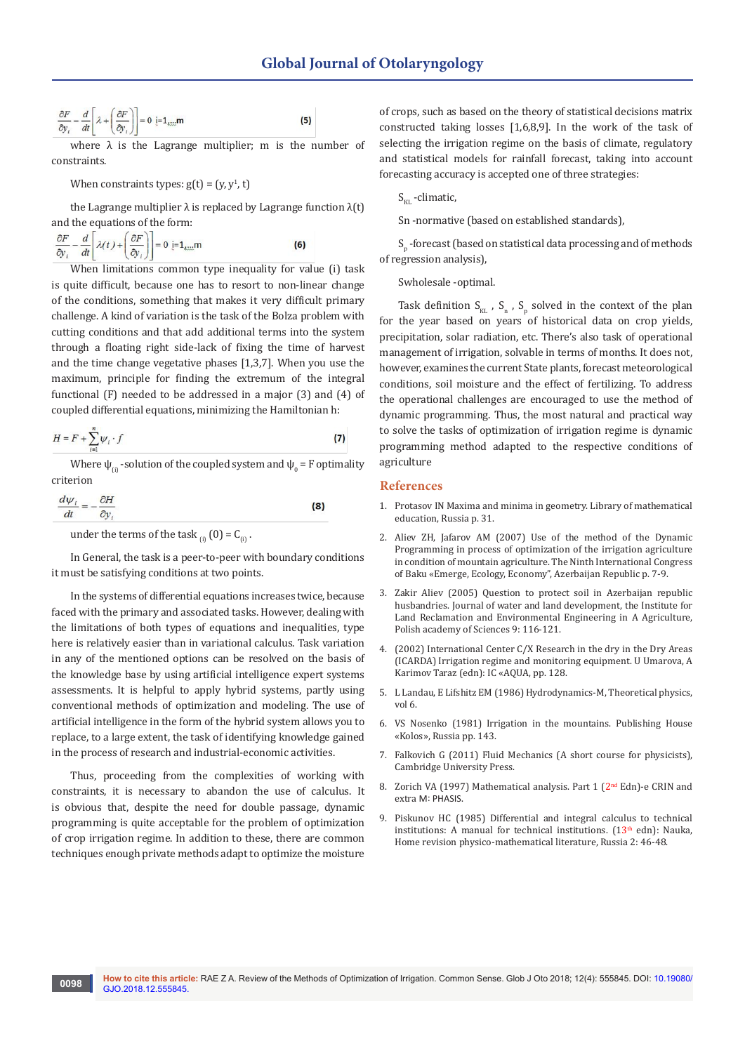$$\frac{\partial F}{\partial y_i} - \frac{d}{dt}\left[\lambda + \left(\frac{\partial F}{\partial y_i}\right)\right] = 0 \quad i=1,...,m \tag{5}$$

where λ is the Lagrange multiplier; m is the number of constraints.

When constraints types: $g(t) = (y, y^1, t)$

the Lagrange multiplier λ is replaced by Lagrange function λ(t) and the equations of the form:

$$\frac{\partial F}{\partial y_i} - \frac{d}{dt}\left[\lambda(t) + \left(\frac{\partial F}{\partial y_i}\right)\right] = 0 \quad i=1,...,m \tag{6}$$

When limitations common type inequality for value (i) task is quite difficult, because one has to resort to non-linear change of the conditions, something that makes it very difficult primary challenge. A kind of variation is the task of the Bolza problem with cutting conditions and that add additional terms into the system through a floating right side-lack of fixing the time of harvest and the time change vegetative phases [1,3,7]. When you use the maximum, principle for finding the extremum of the integral functional (F) needed to be addressed in a major (3) and (4) of coupled differential equations, minimizing the Hamiltonian h:

$$H = F + \sum_{i=1}^{n} \psi_i \cdot f \tag{7}$$

Where $\psi_{(i)}$ -solution of the coupled system and $\psi_0$ = F optimality criterion

$$\frac{d\psi_i}{dt} = -\frac{\partial H}{\partial y_i} \tag{8}$$

under the terms of the task $_{(i)}(0) = C_{(i)}$ .

In General, the task is a peer-to-peer with boundary conditions it must be satisfying conditions at two points.

In the systems of differential equations increases twice, because faced with the primary and associated tasks. However, dealing with the limitations of both types of equations and inequalities, type here is relatively easier than in variational calculus. Task variation in any of the mentioned options can be resolved on the basis of the knowledge base by using artificial intelligence expert systems assessments. It is helpful to apply hybrid systems, partly using conventional methods of optimization and modeling. The use of artificial intelligence in the form of the hybrid system allows you to replace, to a large extent, the task of identifying knowledge gained in the process of research and industrial-economic activities.

Thus, proceeding from the complexities of working with constraints, it is necessary to abandon the use of calculus. It is obvious that, despite the need for double passage, dynamic programming is quite acceptable for the problem of optimization of crop irrigation regime. In addition to these, there are common techniques enough private methods adapt to optimize the moisture of crops, such as based on the theory of statistical decisions matrix constructed taking losses [1,6,8,9]. In the work of the task of selecting the irrigation regime on the basis of climate, regulatory and statistical models for rainfall forecast, taking into account forecasting accuracy is accepted one of three strategies:

$S_{KL}$ -climatic,

Sn -normative (based on established standards),

$S_p$ -forecast (based on statistical data processing and of methods of regression analysis),

Swholesale -optimal.

Task definition $S_{KL}$ , $S_n$ , $S_p$ solved in the context of the plan for the year based on years of historical data on crop yields, precipitation, solar radiation, etc. There's also task of operational management of irrigation, solvable in terms of months. It does not, however, examines the current State plants, forecast meteorological conditions, soil moisture and the effect of fertilizing. To address the operational challenges are encouraged to use the method of dynamic programming. Thus, the most natural and practical way to solve the tasks of optimization of irrigation regime is dynamic programming method adapted to the respective conditions of agriculture

## References

1. Protasov IN Maxima and minima in geometry. Library of mathematical education, Russia p. 31.
2. Aliev ZH, Jafarov AM (2007) Use of the method of the Dynamic Programming in process of optimization of the irrigation agriculture in condition of mountain agriculture. The Ninth International Congress of Baku «Emerge, Ecology, Economy", Azerbaijan Republic p. 7-9.
3. Zakir Aliev (2005) Question to protect soil in Azerbaijan republic husbandries. Journal of water and land development, the Institute for Land Reclamation and Environmental Engineering in A Agriculture, Polish academy of Sciences 9: 116-121.
4. (2002) International Center C/X Research in the dry in the Dry Areas (ICARDA) Irrigation regime and monitoring equipment. U Umarova, A Karimov Taraz (edn): IC «AQUA, pp. 128.
5. L Landau, E Lifshitz EM (1986) Hydrodynamics-M, Theoretical physics, vol 6.
6. VS Nosenko (1981) Irrigation in the mountains. Publishing House «Kolos», Russia pp. 143.
7. Falkovich G (2011) Fluid Mechanics (A short course for physicists), Cambridge University Press.
8. Zorich VA (1997) Mathematical analysis. Part 1 (2nd Edn)-e CRIN and extra M: PHASIS.
9. Piskunov HC (1985) Differential and integral calculus to technical institutions: A manual for technical institutions. (13th edn): Nauka, Home revision physico-mathematical literature, Russia 2: 46-48.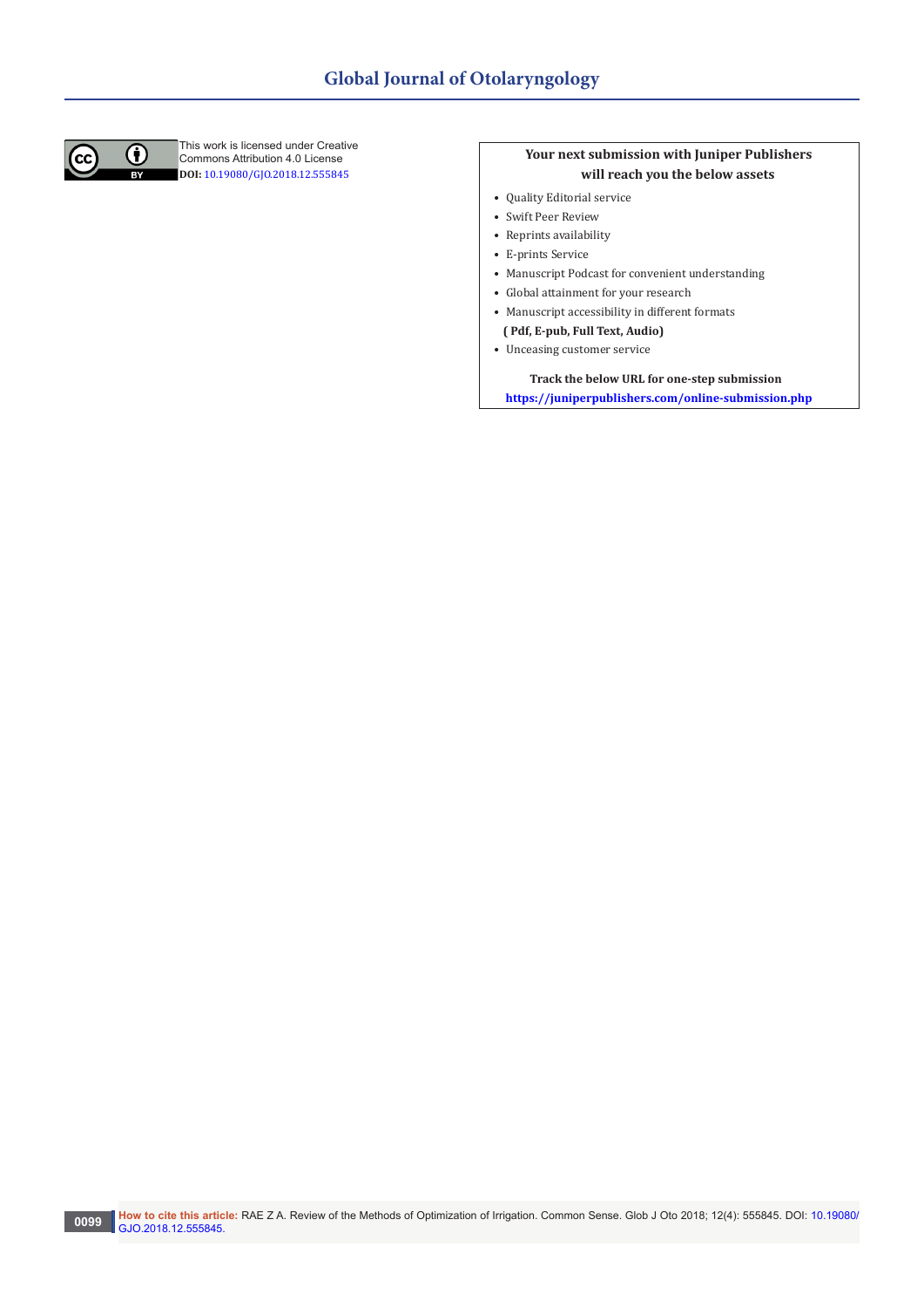This work is licensed under Creative Commons Attribution 4.0 License
**DOI:** 10.19080/GJO.2018.12.555845

**Your next submission with Juniper Publishers will reach you the below assets**

- Quality Editorial service
- Swift Peer Review
- Reprints availability
- E-prints Service
- Manuscript Podcast for convenient understanding
- Global attainment for your research
- Manuscript accessibility in different formats

**( Pdf, E-pub, Full Text, Audio)**

- Unceasing customer service

**Track the below URL for one-step submission**

**https://juniperpublishers.com/online-submission.php**

**How to cite this article:** RAE Z A. Review of the Methods of Optimization of Irrigation. Common Sense. Glob J Oto 2018; 12(4): 555845. DOI: 10.19080/GJO.2018.12.555845.